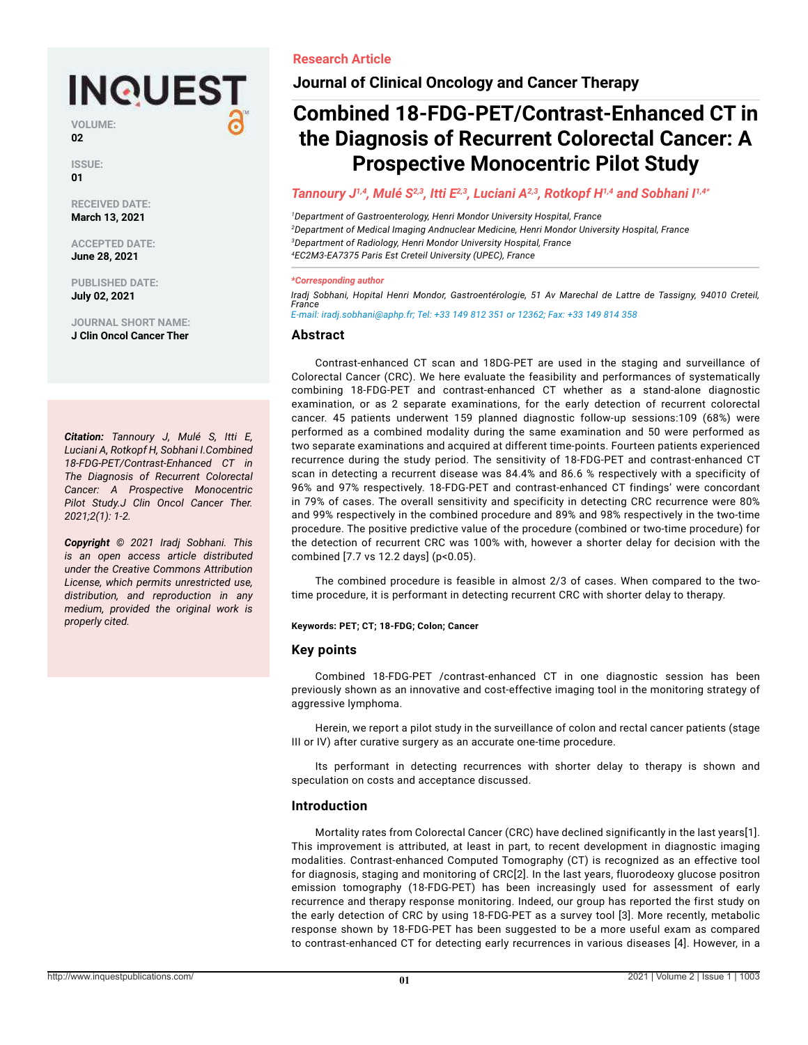Research Article

Journal of Clinical Oncology and Cancer Therapy

# Combined 18-FDG-PET/Contrast-Enhanced CT in the Diagnosis of Recurrent Colorectal Cancer: A Prospective Monocentric Pilot Study

*Tannoury J[1,4], Mulé S[2,3], Itti E[2,3], Luciani A[2,3], Rotkopf H[1,4] and Sobhani I[1,4*]*

[1]Department of Gastroenterology, Henri Mondor University Hospital, France
[2]Department of Medical Imaging Andnuclear Medicine, Henri Mondor University Hospital, France
[3]Department of Radiology, Henri Mondor University Hospital, France
[4]EC2M3-EA7375 Paris Est Creteil University (UPEC), France

***Corresponding author**

Iradj Sobhani, Hopital Henri Mondor, Gastroentérologie, 51 Av Marechal de Lattre de Tassigny, 94010 Creteil, France
E-mail: iradj.sobhani@aphp.fr; Tel: +33 149 812 351 or 12362; Fax: +33 149 814 358

VOLUME: 02

ISSUE: 01

RECEIVED DATE: March 13, 2021

ACCEPTED DATE: June 28, 2021

PUBLISHED DATE: July 02, 2021

JOURNAL SHORT NAME: J Clin Oncol Cancer Ther

***Citation:** Tannoury J, Mulé S, Itti E, Luciani A, Rotkopf H, Sobhani I.Combined 18-FDG-PET/Contrast-Enhanced CT in The Diagnosis of Recurrent Colorectal Cancer: A Prospective Monocentric Pilot Study.J Clin Oncol Cancer Ther. 2021;2(1): 1-2.*

***Copyright** © 2021 Iradj Sobhani. This is an open access article distributed under the Creative Commons Attribution License, which permits unrestricted use, distribution, and reproduction in any medium, provided the original work is properly cited.*

## Abstract

Contrast-enhanced CT scan and 18DG-PET are used in the staging and surveillance of Colorectal Cancer (CRC). We here evaluate the feasibility and performances of systematically combining 18-FDG-PET and contrast-enhanced CT whether as a stand-alone diagnostic examination, or as 2 separate examinations, for the early detection of recurrent colorectal cancer. 45 patients underwent 159 planned diagnostic follow-up sessions:109 (68%) were performed as a combined modality during the same examination and 50 were performed as two separate examinations and acquired at different time-points. Fourteen patients experienced recurrence during the study period. The sensitivity of 18-FDG-PET and contrast-enhanced CT scan in detecting a recurrent disease was 84.4% and 86.6 % respectively with a specificity of 96% and 97% respectively. 18-FDG-PET and contrast-enhanced CT findings' were concordant in 79% of cases. The overall sensitivity and specificity in detecting CRC recurrence were 80% and 99% respectively in the combined procedure and 89% and 98% respectively in the two-time procedure. The positive predictive value of the procedure (combined or two-time procedure) for the detection of recurrent CRC was 100% with, however a shorter delay for decision with the combined [7.7 vs 12.2 days] ($p<0.05$).

The combined procedure is feasible in almost 2/3 of cases. When compared to the two-time procedure, it is performant in detecting recurrent CRC with shorter delay to therapy.

**Keywords: PET; CT; 18-FDG; Colon; Cancer**

## Key points

Combined 18-FDG-PET /contrast-enhanced CT in one diagnostic session has been previously shown as an innovative and cost-effective imaging tool in the monitoring strategy of aggressive lymphoma.

Herein, we report a pilot study in the surveillance of colon and rectal cancer patients (stage III or IV) after curative surgery as an accurate one-time procedure.

Its performant in detecting recurrences with shorter delay to therapy is shown and speculation on costs and acceptance discussed.

## Introduction

Mortality rates from Colorectal Cancer (CRC) have declined significantly in the last years[1]. This improvement is attributed, at least in part, to recent development in diagnostic imaging modalities. Contrast-enhanced Computed Tomography (CT) is recognized as an effective tool for diagnosis, staging and monitoring of CRC[2]. In the last years, fluorodeoxy glucose positron emission tomography (18-FDG-PET) has been increasingly used for assessment of early recurrence and therapy response monitoring. Indeed, our group has reported the first study on the early detection of CRC by using 18-FDG-PET as a survey tool [3]. More recently, metabolic response shown by 18-FDG-PET has been suggested to be a more useful exam as compared to contrast-enhanced CT for detecting early recurrences in various diseases [4]. However, in a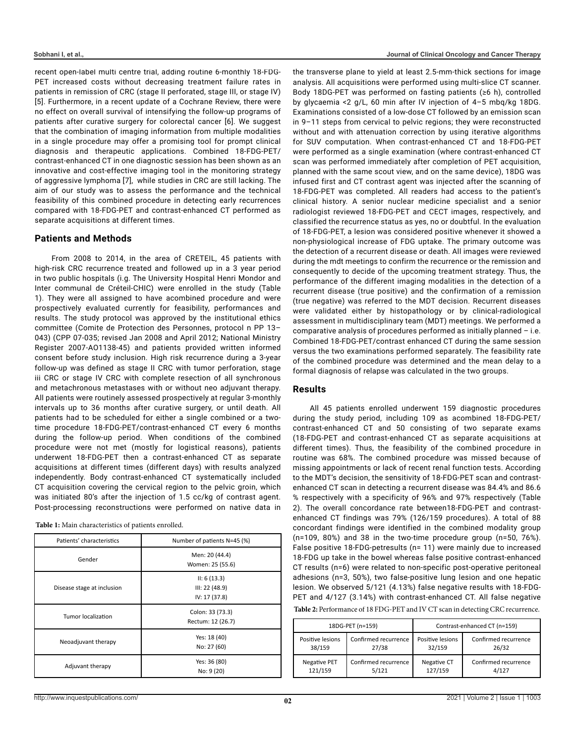recent open-label multi centre trial, adding routine 6-monthly 18-FDG-PET increased costs without decreasing treatment failure rates in patients in remission of CRC (stage II perforated, stage III, or stage IV) [5]. Furthermore, in a recent update of a Cochrane Review, there were no effect on overall survival of intensifying the follow-up programs of patients after curative surgery for colorectal cancer [6]. We suggest that the combination of imaging information from multiple modalities in a single procedure may offer a promising tool for prompt clinical diagnosis and therapeutic applications. Combined 18-FDG-PET/ contrast-enhanced CT in one diagnostic session has been shown as an innovative and cost-effective imaging tool in the monitoring strategy of aggressive lymphoma [7], while studies in CRC are still lacking. The aim of our study was to assess the performance and the technical feasibility of this combined procedure in detecting early recurrences compared with 18-FDG-PET and contrast-enhanced CT performed as separate acquisitions at different times.

## Patients and Methods

From 2008 to 2014, in the area of CRETEIL, 45 patients with high-risk CRC recurrence treated and followed up in a 3 year period in two public hospitals (i.g. The University Hospital Henri Mondor and Inter communal de Créteil-CHIC) were enrolled in the study (Table 1). They were all assigned to have acombined procedure and were prospectively evaluated currently for feasibility, performances and results. The study protocol was approved by the institutional ethics committee (Comite de Protection des Personnes, protocol n PP 13–043) (CPP 07-035; revised Jan 2008 and April 2012; National Ministry Register 2007-AO1138-45) and patients provided written informed consent before study inclusion. High risk recurrence during a 3-year follow-up was defined as stage II CRC with tumor perforation, stage iii CRC or stage IV CRC with complete resection of all synchronous and metachronous metastases with or without neo adjuvant therapy. All patients were routinely assessed prospectively at regular 3-monthly intervals up to 36 months after curative surgery, or until death. All patients had to be scheduled for either a single combined or a two-time procedure 18-FDG-PET/contrast-enhanced CT every 6 months during the follow-up period. When conditions of the combined procedure were not met (mostly for logistical reasons), patients underwent 18-FDG-PET then a contrast-enhanced CT as separate acquisitions at different times (different days) with results analyzed independently. Body contrast-enhanced CT systematically included CT acquisition covering the cervical region to the pelvic groin, which was initiated 80's after the injection of 1.5 cc/kg of contrast agent. Post-processing reconstructions were performed on native data in the transverse plane to yield at least 2.5-mm-thick sections for image analysis. All acquisitions were performed using multi-slice CT scanner. Body 18DG-PET was performed on fasting patients (≥6 h), controlled by glycaemia <2 g/L, 60 min after IV injection of 4–5 mbq/kg 18DG. Examinations consisted of a low-dose CT followed by an emission scan in 9–11 steps from cervical to pelvic regions; they were reconstructed without and with attenuation correction by using iterative algorithms for SUV computation. When contrast-enhanced CT and 18-FDG-PET were performed as a single examination (where contrast-enhanced CT scan was performed immediately after completion of PET acquisition, planned with the same scout view, and on the same device), 18DG was infused first and CT contrast agent was injected after the scanning of 18-FDG-PET was completed. All readers had access to the patient's clinical history. A senior nuclear medicine specialist and a senior radiologist reviewed 18-FDG-PET and CECT images, respectively, and classified the recurrence status as yes, no or doubtful. In the evaluation of 18-FDG-PET, a lesion was considered positive whenever it showed a non-physiological increase of FDG uptake. The primary outcome was the detection of a recurrent disease or death. All images were reviewed during the mdt meetings to confirm the recurrence or the remission and consequently to decide of the upcoming treatment strategy. Thus, the performance of the different imaging modalities in the detection of a recurrent disease (true positive) and the confirmation of a remission (true negative) was referred to the MDT decision. Recurrent diseases were validated either by histopathology or by clinical-radiological assessment in multidisciplinary team (MDT) meetings. We performed a comparative analysis of procedures performed as initially planned – i.e. Combined 18-FDG-PET/contrast enhanced CT during the same session versus the two examinations performed separately. The feasibility rate of the combined procedure was determined and the mean delay to a formal diagnosis of relapse was calculated in the two groups.

**Table 1:** Main characteristics of patients enrolled.

| Patients' characteristics | Number of patients N=45 (%) |
|---|---|
| Gender | Men: 20 (44.4)<br>Women: 25 (55.6) |
| Disease stage at inclusion | II: 6 (13.3)<br>III: 22 (48.9)<br>IV: 17 (37.8) |
| Tumor localization | Colon: 33 (73.3)<br>Rectum: 12 (26.7) |
| Neoadjuvant therapy | Yes: 18 (40)<br>No: 27 (60) |
| Adjuvant therapy | Yes: 36 (80)<br>No: 9 (20) |

## Results

All 45 patients enrolled underwent 159 diagnostic procedures during the study period, including 109 as acombined 18-FDG-PET/ contrast-enhanced CT and 50 consisting of two separate exams (18-FDG-PET and contrast-enhanced CT as separate acquisitions at different times). Thus, the feasibility of the combined procedure in routine was 68%. The combined procedure was missed because of missing appointments or lack of recent renal function tests. According to the MDT's decision, the sensitivity of 18-FDG-PET scan and contrast-enhanced CT scan in detecting a recurrent disease was 84.4% and 86.6 % respectively with a specificity of 96% and 97% respectively (Table 2). The overall concordance rate between18-FDG-PET and contrast-enhanced CT findings was 79% (126/159 procedures). A total of 88 concordant findings were identified in the combined modality group (n=109, 80%) and 38 in the two-time procedure group (n=50, 76%). False positive 18-FDG-petresults (n= 11) were mainly due to increased 18-FDG up take in the bowel whereas false positive contrast-enhanced CT results (n=6) were related to non-specific post-operative peritoneal adhesions (n=3, 50%), two false-positive lung lesion and one hepatic lesion. We observed 5/121 (4.13%) false negative results with 18-FDG-PET and 4/127 (3.14%) with contrast-enhanced CT. All false negative

**Table 2:** Performance of 18 FDG-PET and IV CT scan in detecting CRC recurrence.

| 18DG-PET (n=159) | | Contrast-enhanced CT (n=159) | |
|---|---|---|---|
| Positive lesions 38/159 | Confirmed recurrence 27/38 | Positive lesions 32/159 | Confirmed recurrence 26/32 |
| Negative PET 121/159 | Confirmed recurrence 5/121 | Negative CT 127/159 | Confirmed recurrence 4/127 |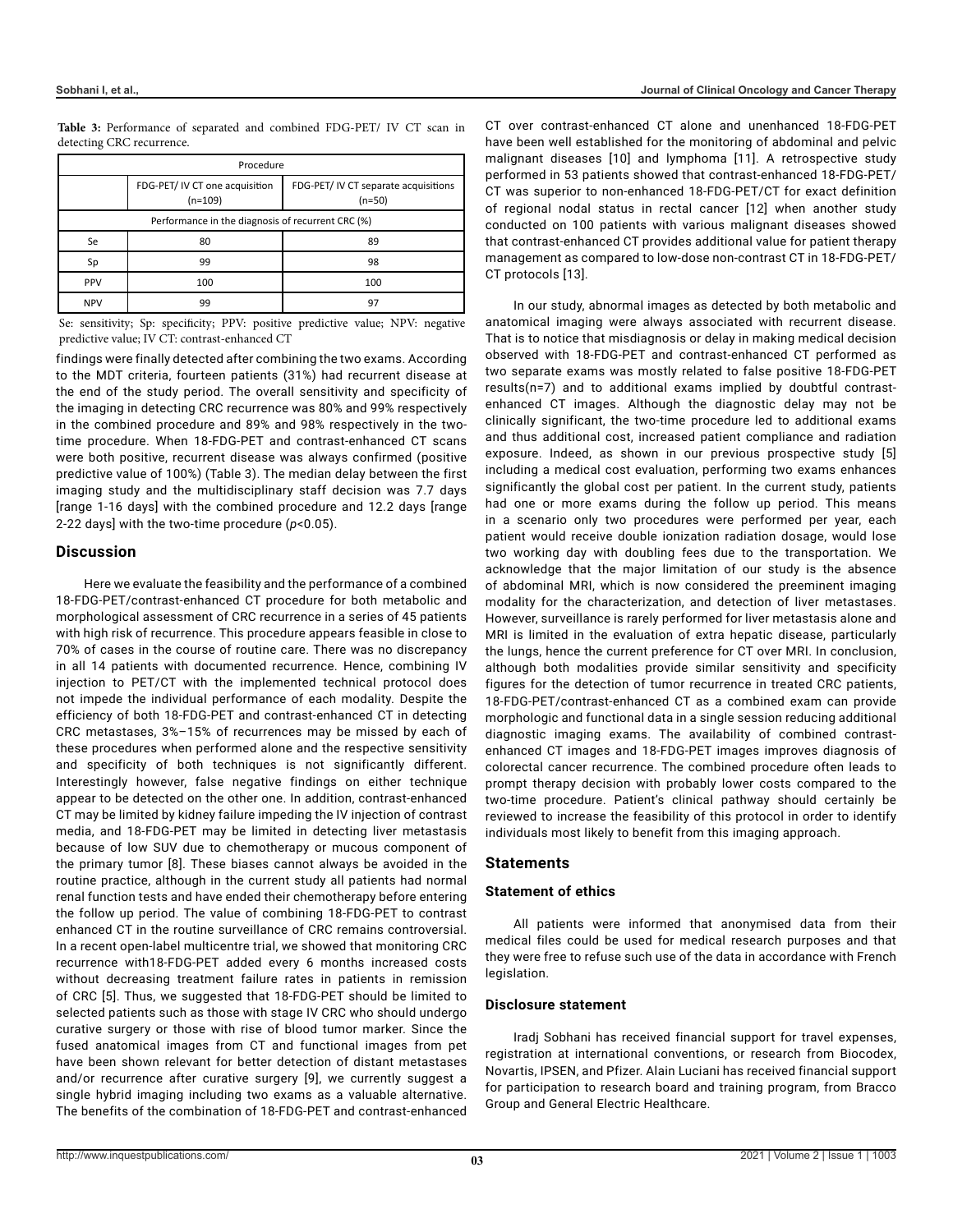**Table 3:** Performance of separated and combined FDG-PET/ IV CT scan in detecting CRC recurrence.

| Procedure | | |
|---|---|---|
| | FDG-PET/ IV CT one acquisition (n=109) | FDG-PET/ IV CT separate acquisitions (n=50) |
| Performance in the diagnosis of recurrent CRC (%) | | |
| Se | 80 | 89 |
| Sp | 99 | 98 |
| PPV | 100 | 100 |
| NPV | 99 | 97 |

Se: sensitivity; Sp: specificity; PPV: positive predictive value; NPV: negative predictive value; IV CT: contrast-enhanced CT

findings were finally detected after combining the two exams. According to the MDT criteria, fourteen patients (31%) had recurrent disease at the end of the study period. The overall sensitivity and specificity of the imaging in detecting CRC recurrence was 80% and 99% respectively in the combined procedure and 89% and 98% respectively in the two-time procedure. When 18-FDG-PET and contrast-enhanced CT scans were both positive, recurrent disease was always confirmed (positive predictive value of 100%) (Table 3). The median delay between the first imaging study and the multidisciplinary staff decision was 7.7 days [range 1-16 days] with the combined procedure and 12.2 days [range 2-22 days] with the two-time procedure ($p<0.05$).

## Discussion

Here we evaluate the feasibility and the performance of a combined 18-FDG-PET/contrast-enhanced CT procedure for both metabolic and morphological assessment of CRC recurrence in a series of 45 patients with high risk of recurrence. This procedure appears feasible in close to 70% of cases in the course of routine care. There was no discrepancy in all 14 patients with documented recurrence. Hence, combining IV injection to PET/CT with the implemented technical protocol does not impede the individual performance of each modality. Despite the efficiency of both 18-FDG-PET and contrast-enhanced CT in detecting CRC metastases, 3%–15% of recurrences may be missed by each of these procedures when performed alone and the respective sensitivity and specificity of both techniques is not significantly different. Interestingly however, false negative findings on either technique appear to be detected on the other one. In addition, contrast-enhanced CT may be limited by kidney failure impeding the IV injection of contrast media, and 18-FDG-PET may be limited in detecting liver metastasis because of low SUV due to chemotherapy or mucous component of the primary tumor [8]. These biases cannot always be avoided in the routine practice, although in the current study all patients had normal renal function tests and have ended their chemotherapy before entering the follow up period. The value of combining 18-FDG-PET to contrast enhanced CT in the routine surveillance of CRC remains controversial. In a recent open-label multicentre trial, we showed that monitoring CRC recurrence with18-FDG-PET added every 6 months increased costs without decreasing treatment failure rates in patients in remission of CRC [5]. Thus, we suggested that 18-FDG-PET should be limited to selected patients such as those with stage IV CRC who should undergo curative surgery or those with rise of blood tumor marker. Since the fused anatomical images from CT and functional images from pet have been shown relevant for better detection of distant metastases and/or recurrence after curative surgery [9], we currently suggest a single hybrid imaging including two exams as a valuable alternative. The benefits of the combination of 18-FDG-PET and contrast-enhanced CT over contrast-enhanced CT alone and unenhanced 18-FDG-PET have been well established for the monitoring of abdominal and pelvic malignant diseases [10] and lymphoma [11]. A retrospective study performed in 53 patients showed that contrast-enhanced 18-FDG-PET/CT was superior to non-enhanced 18-FDG-PET/CT for exact definition of regional nodal status in rectal cancer [12] when another study conducted on 100 patients with various malignant diseases showed that contrast-enhanced CT provides additional value for patient therapy management as compared to low-dose non-contrast CT in 18-FDG-PET/CT protocols [13].

In our study, abnormal images as detected by both metabolic and anatomical imaging were always associated with recurrent disease. That is to notice that misdiagnosis or delay in making medical decision observed with 18-FDG-PET and contrast-enhanced CT performed as two separate exams was mostly related to false positive 18-FDG-PET results(n=7) and to additional exams implied by doubtful contrast-enhanced CT images. Although the diagnostic delay may not be clinically significant, the two-time procedure led to additional exams and thus additional cost, increased patient compliance and radiation exposure. Indeed, as shown in our previous prospective study [5] including a medical cost evaluation, performing two exams enhances significantly the global cost per patient. In the current study, patients had one or more exams during the follow up period. This means in a scenario only two procedures were performed per year, each patient would receive double ionization radiation dosage, would lose two working day with doubling fees due to the transportation. We acknowledge that the major limitation of our study is the absence of abdominal MRI, which is now considered the preeminent imaging modality for the characterization, and detection of liver metastases. However, surveillance is rarely performed for liver metastasis alone and MRI is limited in the evaluation of extra hepatic disease, particularly the lungs, hence the current preference for CT over MRI. In conclusion, although both modalities provide similar sensitivity and specificity figures for the detection of tumor recurrence in treated CRC patients, 18-FDG-PET/contrast-enhanced CT as a combined exam can provide morphologic and functional data in a single session reducing additional diagnostic imaging exams. The availability of combined contrast-enhanced CT images and 18-FDG-PET images improves diagnosis of colorectal cancer recurrence. The combined procedure often leads to prompt therapy decision with probably lower costs compared to the two-time procedure. Patient's clinical pathway should certainly be reviewed to increase the feasibility of this protocol in order to identify individuals most likely to benefit from this imaging approach.

## Statements

### Statement of ethics

All patients were informed that anonymised data from their medical files could be used for medical research purposes and that they were free to refuse such use of the data in accordance with French legislation.

### Disclosure statement

Iradj Sobhani has received financial support for travel expenses, registration at international conventions, or research from Biocodex, Novartis, IPSEN, and Pfizer. Alain Luciani has received financial support for participation to research board and training program, from Bracco Group and General Electric Healthcare.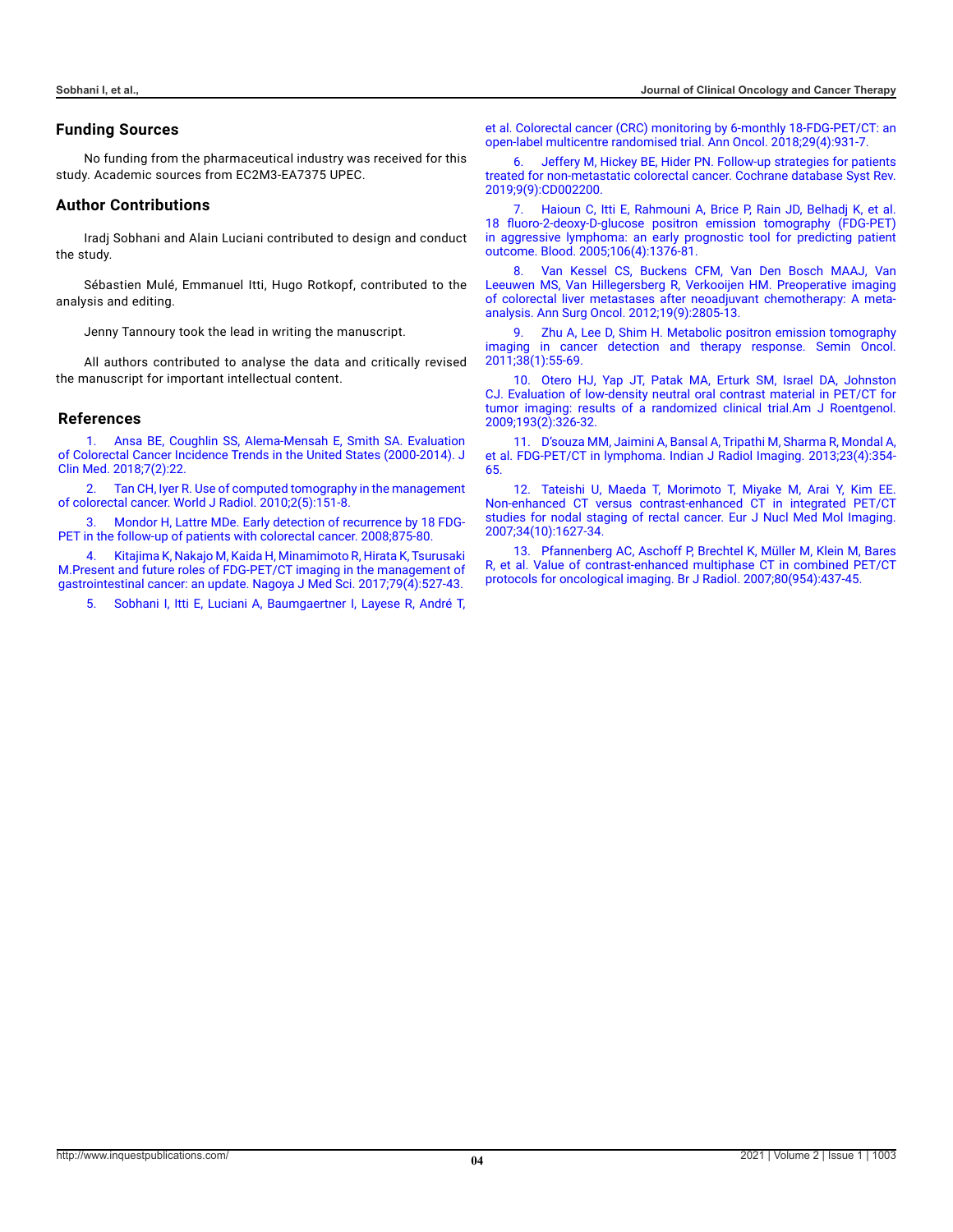## Funding Sources

No funding from the pharmaceutical industry was received for this study. Academic sources from EC2M3-EA7375 UPEC.

## Author Contributions

Iradj Sobhani and Alain Luciani contributed to design and conduct the study.

Sébastien Mulé, Emmanuel Itti, Hugo Rotkopf, contributed to the analysis and editing.

Jenny Tannoury took the lead in writing the manuscript.

All authors contributed to analyse the data and critically revised the manuscript for important intellectual content.

## References

1. Ansa BE, Coughlin SS, Alema-Mensah E, Smith SA. Evaluation of Colorectal Cancer Incidence Trends in the United States (2000-2014). J Clin Med. 2018;7(2):22.

2. Tan CH, Iyer R. Use of computed tomography in the management of colorectal cancer. World J Radiol. 2010;2(5):151-8.

3. Mondor H, Lattre MDe. Early detection of recurrence by 18 FDG-PET in the follow-up of patients with colorectal cancer. 2008;875-80.

4. Kitajima K, Nakajo M, Kaida H, Minamimoto R, Hirata K, Tsurusaki M.Present and future roles of FDG-PET/CT imaging in the management of gastrointestinal cancer: an update. Nagoya J Med Sci. 2017;79(4):527-43.

5. Sobhani I, Itti E, Luciani A, Baumgaertner I, Layese R, André T, et al. Colorectal cancer (CRC) monitoring by 6-monthly 18-FDG-PET/CT: an open-label multicentre randomised trial. Ann Oncol. 2018;29(4):931-7.

6. Jeffery M, Hickey BE, Hider PN. Follow-up strategies for patients treated for non-metastatic colorectal cancer. Cochrane database Syst Rev. 2019;9(9):CD002200.

7. Haioun C, Itti E, Rahmouni A, Brice P, Rain JD, Belhadj K, et al. 18 fluoro-2-deoxy-D-glucose positron emission tomography (FDG-PET) in aggressive lymphoma: an early prognostic tool for predicting patient outcome. Blood. 2005;106(4):1376-81.

8. Van Kessel CS, Buckens CFM, Van Den Bosch MAAJ, Van Leeuwen MS, Van Hillegersberg R, Verkooijen HM. Preoperative imaging of colorectal liver metastases after neoadjuvant chemotherapy: A meta-analysis. Ann Surg Oncol. 2012;19(9):2805-13.

9. Zhu A, Lee D, Shim H. Metabolic positron emission tomography imaging in cancer detection and therapy response. Semin Oncol. 2011;38(1):55-69.

10. Otero HJ, Yap JT, Patak MA, Erturk SM, Israel DA, Johnston CJ. Evaluation of low-density neutral oral contrast material in PET/CT for tumor imaging: results of a randomized clinical trial.Am J Roentgenol. 2009;193(2):326-32.

11. D'souza MM, Jaimini A, Bansal A, Tripathi M, Sharma R, Mondal A, et al. FDG-PET/CT in lymphoma. Indian J Radiol Imaging. 2013;23(4):354-65.

12. Tateishi U, Maeda T, Morimoto T, Miyake M, Arai Y, Kim EE. Non-enhanced CT versus contrast-enhanced CT in integrated PET/CT studies for nodal staging of rectal cancer. Eur J Nucl Med Mol Imaging. 2007;34(10):1627-34.

13. Pfannenberg AC, Aschoff P, Brechtel K, Müller M, Klein M, Bares R, et al. Value of contrast-enhanced multiphase CT in combined PET/CT protocols for oncological imaging. Br J Radiol. 2007;80(954):437-45.